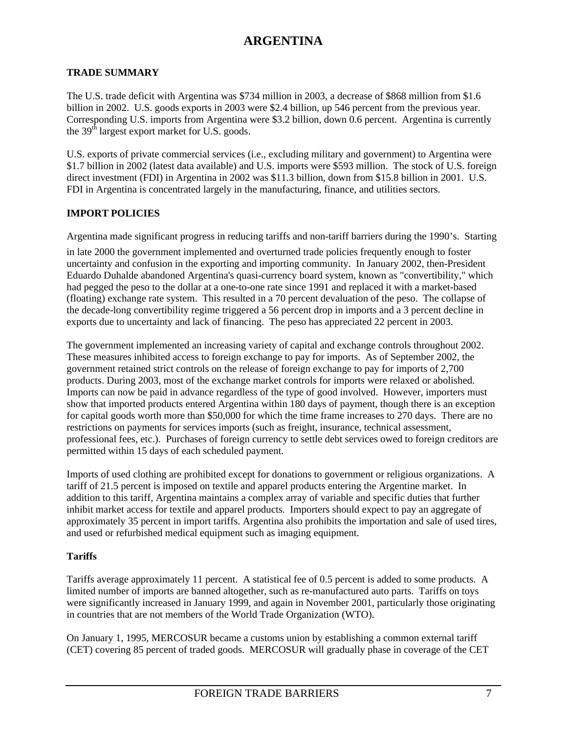# ARGENTINA

## TRADE SUMMARY

The U.S. trade deficit with Argentina was $734 million in 2003, a decrease of $868 million from $1.6 billion in 2002. U.S. goods exports in 2003 were $2.4 billion, up 546 percent from the previous year. Corresponding U.S. imports from Argentina were $3.2 billion, down 0.6 percent. Argentina is currently the 39th largest export market for U.S. goods.

U.S. exports of private commercial services (i.e., excluding military and government) to Argentina were $1.7 billion in 2002 (latest data available) and U.S. imports were $593 million. The stock of U.S. foreign direct investment (FDI) in Argentina in 2002 was $11.3 billion, down from $15.8 billion in 2001. U.S. FDI in Argentina is concentrated largely in the manufacturing, finance, and utilities sectors.

## IMPORT POLICIES

Argentina made significant progress in reducing tariffs and non-tariff barriers during the 1990's. Starting in late 2000 the government implemented and overturned trade policies frequently enough to foster uncertainty and confusion in the exporting and importing community. In January 2002, then-President Eduardo Duhalde abandoned Argentina's quasi-currency board system, known as "convertibility," which had pegged the peso to the dollar at a one-to-one rate since 1991 and replaced it with a market-based (floating) exchange rate system. This resulted in a 70 percent devaluation of the peso. The collapse of the decade-long convertibility regime triggered a 56 percent drop in imports and a 3 percent decline in exports due to uncertainty and lack of financing. The peso has appreciated 22 percent in 2003.

The government implemented an increasing variety of capital and exchange controls throughout 2002. These measures inhibited access to foreign exchange to pay for imports. As of September 2002, the government retained strict controls on the release of foreign exchange to pay for imports of 2,700 products. During 2003, most of the exchange market controls for imports were relaxed or abolished. Imports can now be paid in advance regardless of the type of good involved. However, importers must show that imported products entered Argentina within 180 days of payment, though there is an exception for capital goods worth more than $50,000 for which the time frame increases to 270 days. There are no restrictions on payments for services imports (such as freight, insurance, technical assessment, professional fees, etc.). Purchases of foreign currency to settle debt services owed to foreign creditors are permitted within 15 days of each scheduled payment.

Imports of used clothing are prohibited except for donations to government or religious organizations. A tariff of 21.5 percent is imposed on textile and apparel products entering the Argentine market. In addition to this tariff, Argentina maintains a complex array of variable and specific duties that further inhibit market access for textile and apparel products. Importers should expect to pay an aggregate of approximately 35 percent in import tariffs. Argentina also prohibits the importation and sale of used tires, and used or refurbished medical equipment such as imaging equipment.

### Tariffs

Tariffs average approximately 11 percent. A statistical fee of 0.5 percent is added to some products. A limited number of imports are banned altogether, such as re-manufactured auto parts. Tariffs on toys were significantly increased in January 1999, and again in November 2001, particularly those originating in countries that are not members of the World Trade Organization (WTO).

On January 1, 1995, MERCOSUR became a customs union by establishing a common external tariff (CET) covering 85 percent of traded goods. MERCOSUR will gradually phase in coverage of the CET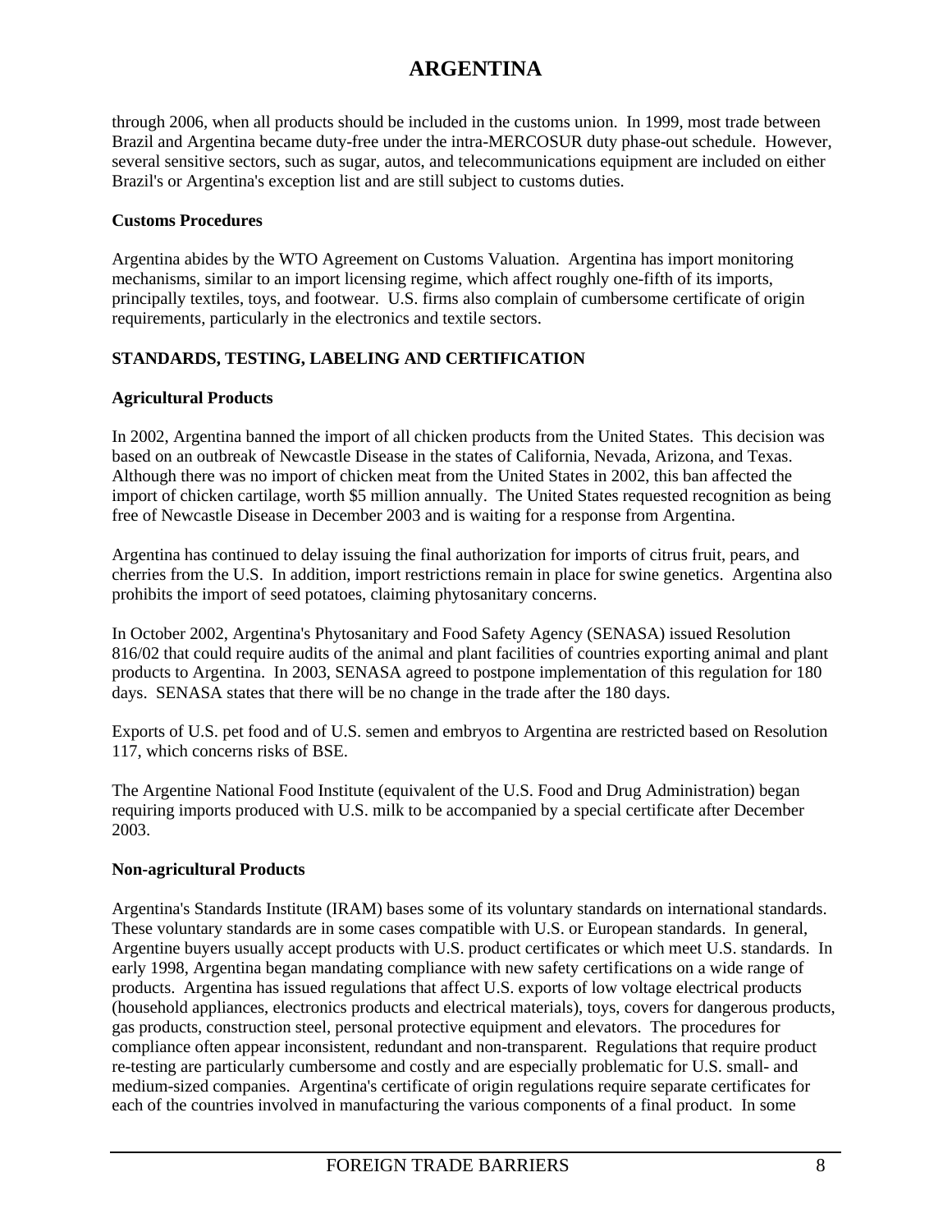through 2006, when all products should be included in the customs union. In 1999, most trade between Brazil and Argentina became duty-free under the intra-MERCOSUR duty phase-out schedule. However, several sensitive sectors, such as sugar, autos, and telecommunications equipment are included on either Brazil's or Argentina's exception list and are still subject to customs duties.

**Customs Procedures**

Argentina abides by the WTO Agreement on Customs Valuation. Argentina has import monitoring mechanisms, similar to an import licensing regime, which affect roughly one-fifth of its imports, principally textiles, toys, and footwear. U.S. firms also complain of cumbersome certificate of origin requirements, particularly in the electronics and textile sectors.

## STANDARDS, TESTING, LABELING AND CERTIFICATION

**Agricultural Products**

In 2002, Argentina banned the import of all chicken products from the United States. This decision was based on an outbreak of Newcastle Disease in the states of California, Nevada, Arizona, and Texas. Although there was no import of chicken meat from the United States in 2002, this ban affected the import of chicken cartilage, worth $5 million annually. The United States requested recognition as being free of Newcastle Disease in December 2003 and is waiting for a response from Argentina.

Argentina has continued to delay issuing the final authorization for imports of citrus fruit, pears, and cherries from the U.S. In addition, import restrictions remain in place for swine genetics. Argentina also prohibits the import of seed potatoes, claiming phytosanitary concerns.

In October 2002, Argentina's Phytosanitary and Food Safety Agency (SENASA) issued Resolution 816/02 that could require audits of the animal and plant facilities of countries exporting animal and plant products to Argentina. In 2003, SENASA agreed to postpone implementation of this regulation for 180 days. SENASA states that there will be no change in the trade after the 180 days.

Exports of U.S. pet food and of U.S. semen and embryos to Argentina are restricted based on Resolution 117, which concerns risks of BSE.

The Argentine National Food Institute (equivalent of the U.S. Food and Drug Administration) began requiring imports produced with U.S. milk to be accompanied by a special certificate after December 2003.

**Non-agricultural Products**

Argentina's Standards Institute (IRAM) bases some of its voluntary standards on international standards. These voluntary standards are in some cases compatible with U.S. or European standards. In general, Argentine buyers usually accept products with U.S. product certificates or which meet U.S. standards. In early 1998, Argentina began mandating compliance with new safety certifications on a wide range of products. Argentina has issued regulations that affect U.S. exports of low voltage electrical products (household appliances, electronics products and electrical materials), toys, covers for dangerous products, gas products, construction steel, personal protective equipment and elevators. The procedures for compliance often appear inconsistent, redundant and non-transparent. Regulations that require product re-testing are particularly cumbersome and costly and are especially problematic for U.S. small- and medium-sized companies. Argentina's certificate of origin regulations require separate certificates for each of the countries involved in manufacturing the various components of a final product. In some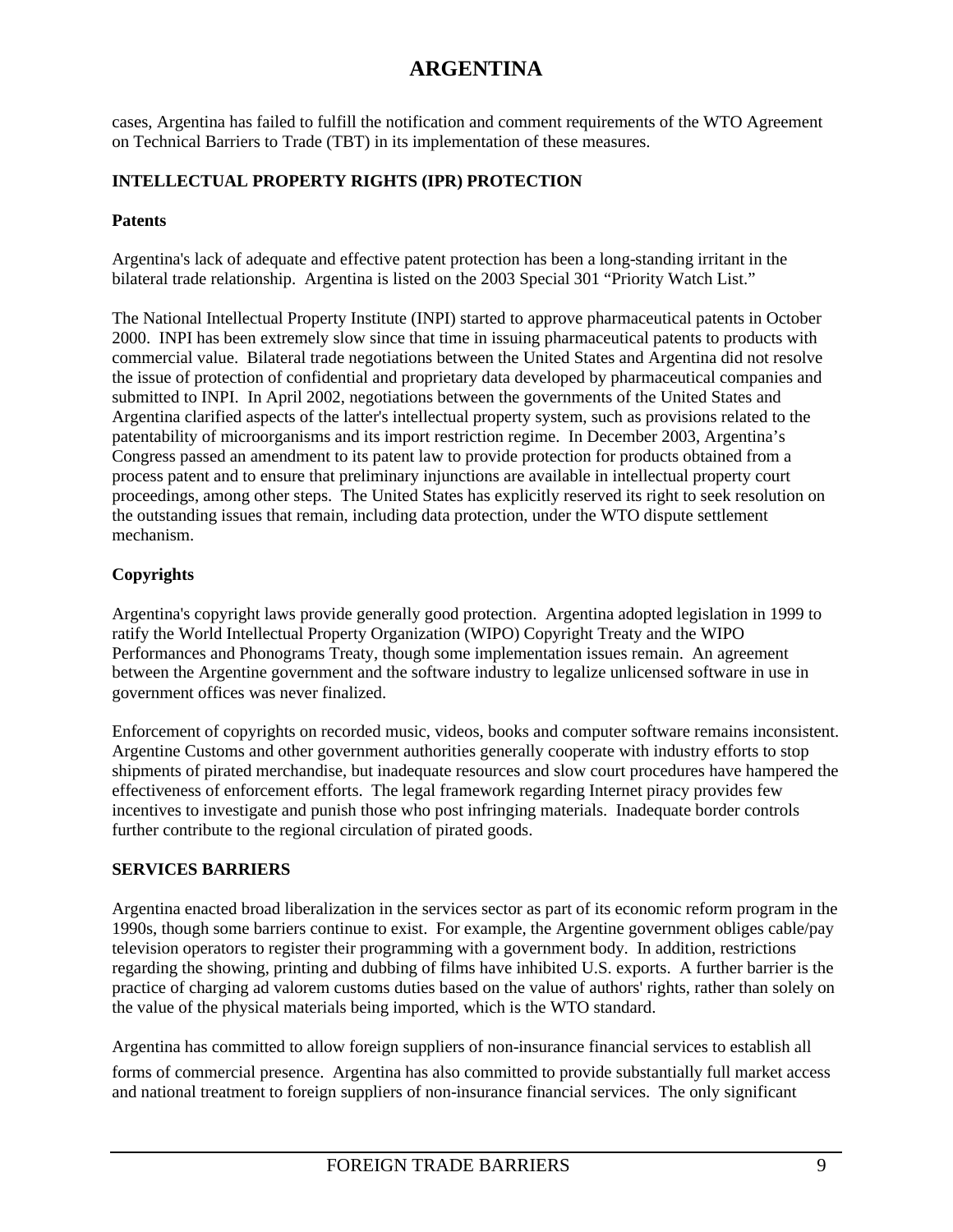cases, Argentina has failed to fulfill the notification and comment requirements of the WTO Agreement on Technical Barriers to Trade (TBT) in its implementation of these measures.

## INTELLECTUAL PROPERTY RIGHTS (IPR) PROTECTION

### Patents

Argentina's lack of adequate and effective patent protection has been a long-standing irritant in the bilateral trade relationship. Argentina is listed on the 2003 Special 301 "Priority Watch List."

The National Intellectual Property Institute (INPI) started to approve pharmaceutical patents in October 2000. INPI has been extremely slow since that time in issuing pharmaceutical patents to products with commercial value. Bilateral trade negotiations between the United States and Argentina did not resolve the issue of protection of confidential and proprietary data developed by pharmaceutical companies and submitted to INPI. In April 2002, negotiations between the governments of the United States and Argentina clarified aspects of the latter's intellectual property system, such as provisions related to the patentability of microorganisms and its import restriction regime. In December 2003, Argentina's Congress passed an amendment to its patent law to provide protection for products obtained from a process patent and to ensure that preliminary injunctions are available in intellectual property court proceedings, among other steps. The United States has explicitly reserved its right to seek resolution on the outstanding issues that remain, including data protection, under the WTO dispute settlement mechanism.

### Copyrights

Argentina's copyright laws provide generally good protection. Argentina adopted legislation in 1999 to ratify the World Intellectual Property Organization (WIPO) Copyright Treaty and the WIPO Performances and Phonograms Treaty, though some implementation issues remain. An agreement between the Argentine government and the software industry to legalize unlicensed software in use in government offices was never finalized.

Enforcement of copyrights on recorded music, videos, books and computer software remains inconsistent. Argentine Customs and other government authorities generally cooperate with industry efforts to stop shipments of pirated merchandise, but inadequate resources and slow court procedures have hampered the effectiveness of enforcement efforts. The legal framework regarding Internet piracy provides few incentives to investigate and punish those who post infringing materials. Inadequate border controls further contribute to the regional circulation of pirated goods.

## SERVICES BARRIERS

Argentina enacted broad liberalization in the services sector as part of its economic reform program in the 1990s, though some barriers continue to exist. For example, the Argentine government obliges cable/pay television operators to register their programming with a government body. In addition, restrictions regarding the showing, printing and dubbing of films have inhibited U.S. exports. A further barrier is the practice of charging ad valorem customs duties based on the value of authors' rights, rather than solely on the value of the physical materials being imported, which is the WTO standard.

Argentina has committed to allow foreign suppliers of non-insurance financial services to establish all forms of commercial presence. Argentina has also committed to provide substantially full market access and national treatment to foreign suppliers of non-insurance financial services. The only significant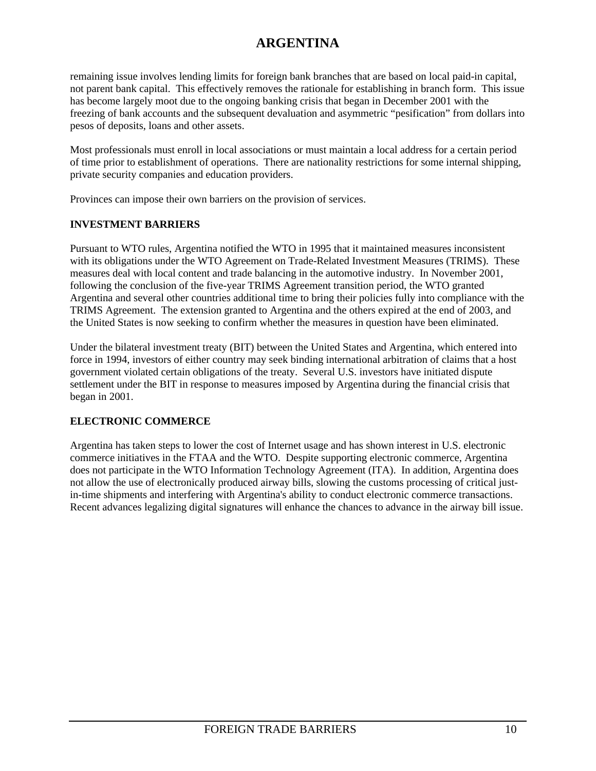remaining issue involves lending limits for foreign bank branches that are based on local paid-in capital, not parent bank capital. This effectively removes the rationale for establishing in branch form. This issue has become largely moot due to the ongoing banking crisis that began in December 2001 with the freezing of bank accounts and the subsequent devaluation and asymmetric "pesification" from dollars into pesos of deposits, loans and other assets.

Most professionals must enroll in local associations or must maintain a local address for a certain period of time prior to establishment of operations. There are nationality restrictions for some internal shipping, private security companies and education providers.

Provinces can impose their own barriers on the provision of services.

## INVESTMENT BARRIERS

Pursuant to WTO rules, Argentina notified the WTO in 1995 that it maintained measures inconsistent with its obligations under the WTO Agreement on Trade-Related Investment Measures (TRIMS). These measures deal with local content and trade balancing in the automotive industry. In November 2001, following the conclusion of the five-year TRIMS Agreement transition period, the WTO granted Argentina and several other countries additional time to bring their policies fully into compliance with the TRIMS Agreement. The extension granted to Argentina and the others expired at the end of 2003, and the United States is now seeking to confirm whether the measures in question have been eliminated.

Under the bilateral investment treaty (BIT) between the United States and Argentina, which entered into force in 1994, investors of either country may seek binding international arbitration of claims that a host government violated certain obligations of the treaty. Several U.S. investors have initiated dispute settlement under the BIT in response to measures imposed by Argentina during the financial crisis that began in 2001.

## ELECTRONIC COMMERCE

Argentina has taken steps to lower the cost of Internet usage and has shown interest in U.S. electronic commerce initiatives in the FTAA and the WTO. Despite supporting electronic commerce, Argentina does not participate in the WTO Information Technology Agreement (ITA). In addition, Argentina does not allow the use of electronically produced airway bills, slowing the customs processing of critical just-in-time shipments and interfering with Argentina's ability to conduct electronic commerce transactions. Recent advances legalizing digital signatures will enhance the chances to advance in the airway bill issue.